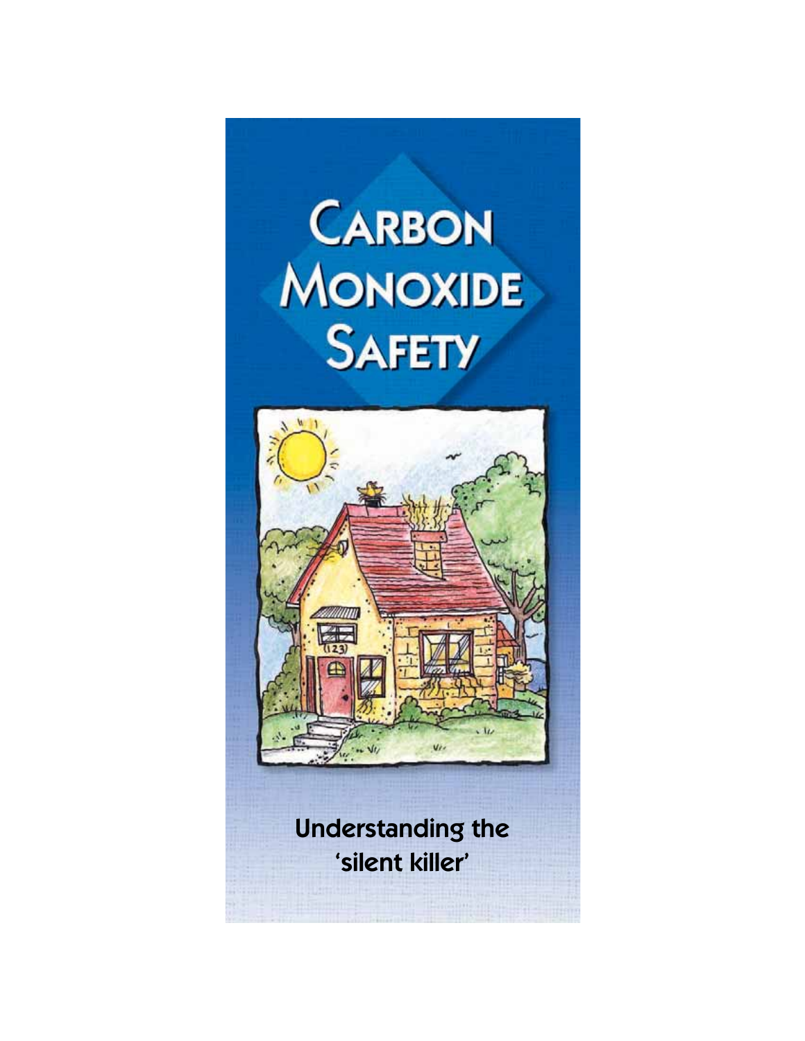# CARBON MONOXIDE SAFETY

Understanding the 'silent killer'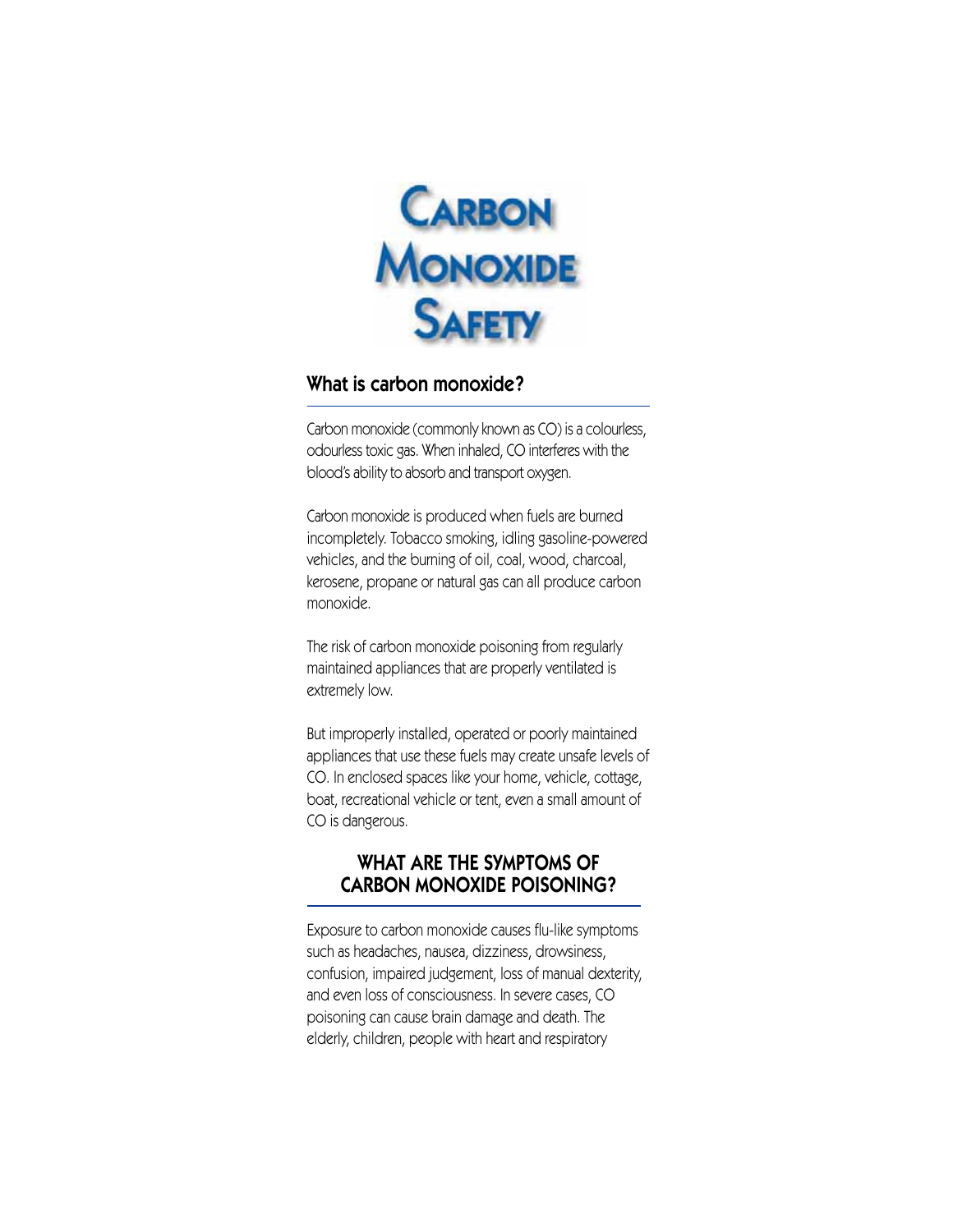# Carbon Monoxide Safety

## What is carbon monoxide?

Carbon monoxide (commonly known as CO) is a colourless, odourless toxic gas. When inhaled, CO interferes with the blood's ability to absorb and transport oxygen.

Carbon monoxide is produced when fuels are burned incompletely. Tobacco smoking, idling gasoline-powered vehicles, and the burning of oil, coal, wood, charcoal, kerosene, propane or natural gas can all produce carbon monoxide.

The risk of carbon monoxide poisoning from regularly maintained appliances that are properly ventilated is extremely low.

But improperly installed, operated or poorly maintained appliances that use these fuels may create unsafe levels of CO. In enclosed spaces like your home, vehicle, cottage, boat, recreational vehicle or tent, even a small amount of CO is dangerous.

## WHAT ARE THE SYMPTOMS OF CARBON MONOXIDE POISONING?

Exposure to carbon monoxide causes flu-like symptoms such as headaches, nausea, dizziness, drowsiness, confusion, impaired judgement, loss of manual dexterity, and even loss of consciousness. In severe cases, CO poisoning can cause brain damage and death. The elderly, children, people with heart and respiratory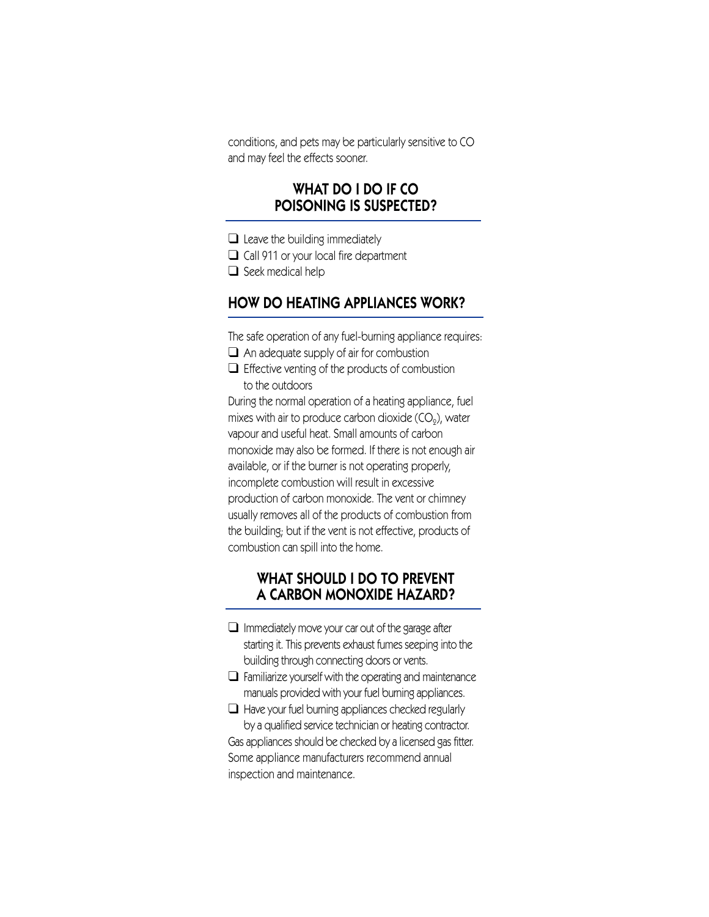conditions, and pets may be particularly sensitive to CO and may feel the effects sooner.

## WHAT DO I DO IF CO POISONING IS SUSPECTED?

- ❑ Leave the building immediately
- ❑ Call 911 or your local fire department
- ❑ Seek medical help

## HOW DO HEATING APPLIANCES WORK?

The safe operation of any fuel-burning appliance requires:

- ❑ An adequate supply of air for combustion
- ❑ Effective venting of the products of combustion to the outdoors

During the normal operation of a heating appliance, fuel mixes with air to produce carbon dioxide ($CO_2$), water vapour and useful heat. Small amounts of carbon monoxide may also be formed. If there is not enough air available, or if the burner is not operating properly, incomplete combustion will result in excessive production of carbon monoxide. The vent or chimney usually removes all of the products of combustion from the building; but if the vent is not effective, products of combustion can spill into the home.

## WHAT SHOULD I DO TO PREVENT A CARBON MONOXIDE HAZARD?

- ❑ Immediately move your car out of the garage after starting it. This prevents exhaust fumes seeping into the building through connecting doors or vents.
- ❑ Familiarize yourself with the operating and maintenance manuals provided with your fuel burning appliances.
- ❑ Have your fuel burning appliances checked regularly by a qualified service technician or heating contractor.

Gas appliances should be checked by a licensed gas fitter. Some appliance manufacturers recommend annual inspection and maintenance.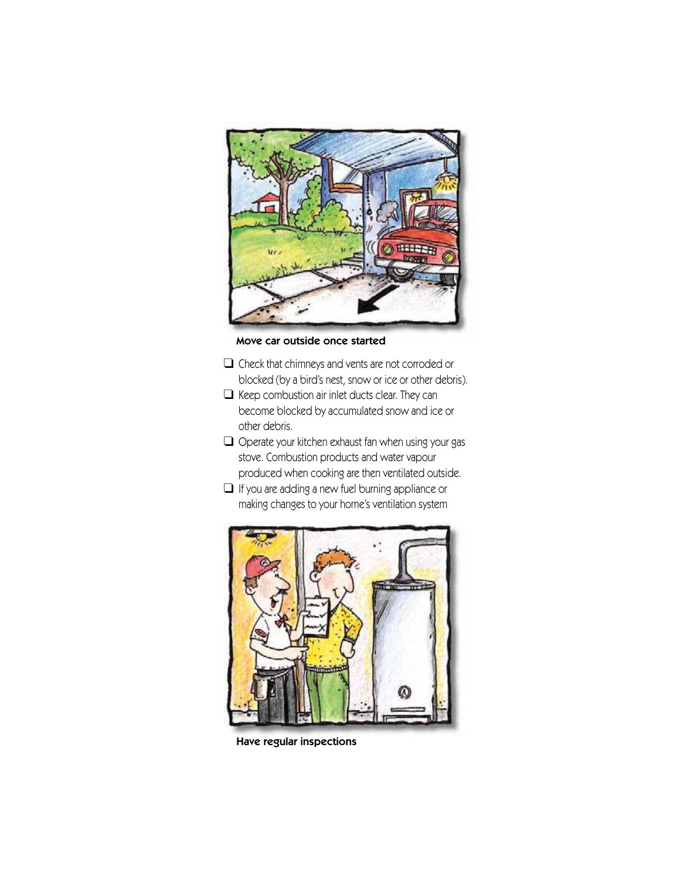**Move car outside once started**

- ❑ Check that chimneys and vents are not corroded or blocked (by a bird's nest, snow or ice or other debris).
- ❑ Keep combustion air inlet ducts clear. They can become blocked by accumulated snow and ice or other debris.
- ❑ Operate your kitchen exhaust fan when using your gas stove. Combustion products and water vapour produced when cooking are then ventilated outside.
- ❑ If you are adding a new fuel burning appliance or making changes to your home's ventilation system

**Have regular inspections**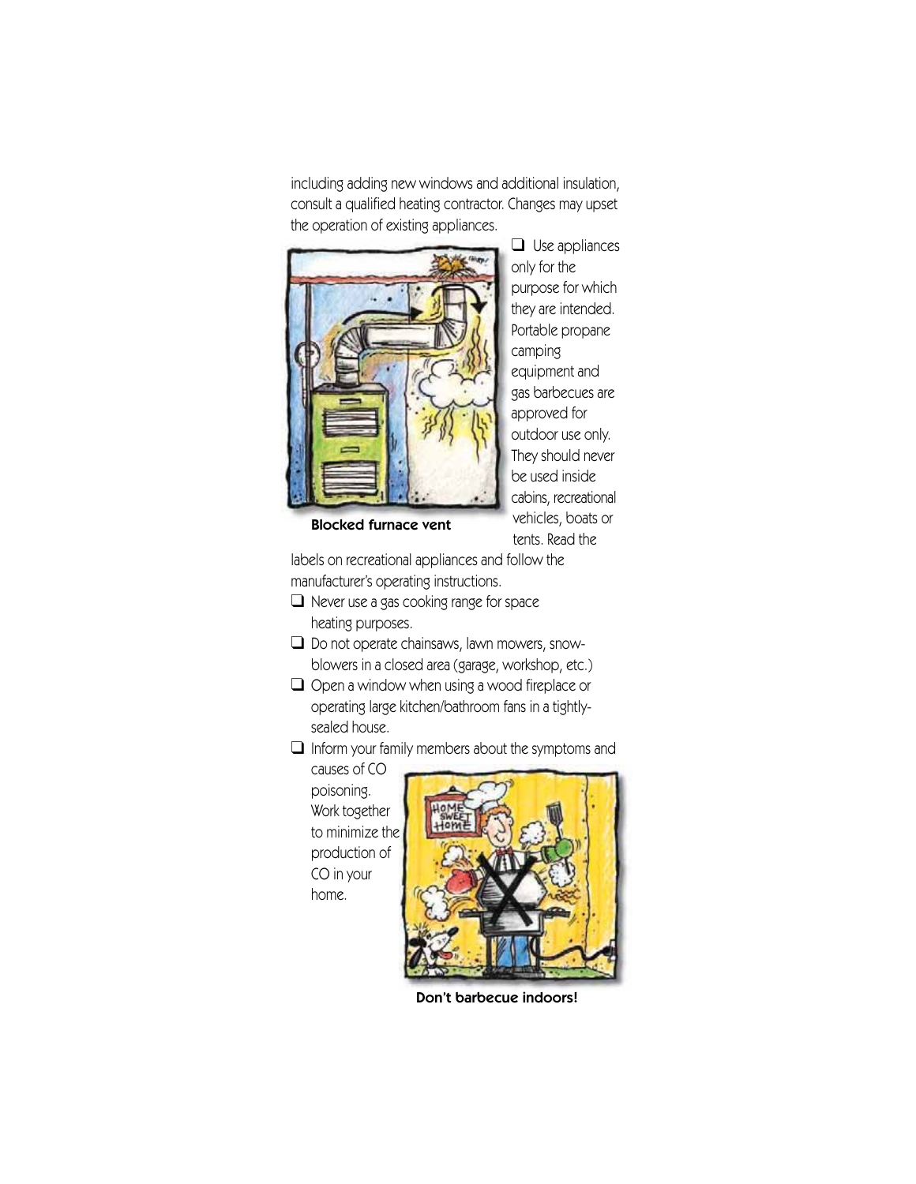including adding new windows and additional insulation, consult a qualified heating contractor. Changes may upset the operation of existing appliances.

**Blocked furnace vent**

- ❑ Use appliances only for the purpose for which they are intended. Portable propane camping equipment and gas barbecues are approved for outdoor use only. They should never be used inside cabins, recreational vehicles, boats or tents. Read the labels on recreational appliances and follow the manufacturer's operating instructions.
- ❑ Never use a gas cooking range for space heating purposes.
- ❑ Do not operate chainsaws, lawn mowers, snow-blowers in a closed area (garage, workshop, etc.)
- ❑ Open a window when using a wood fireplace or operating large kitchen/bathroom fans in a tightly-sealed house.
- ❑ Inform your family members about the symptoms and causes of CO poisoning. Work together to minimize the production of CO in your home.

**Don't barbecue indoors!**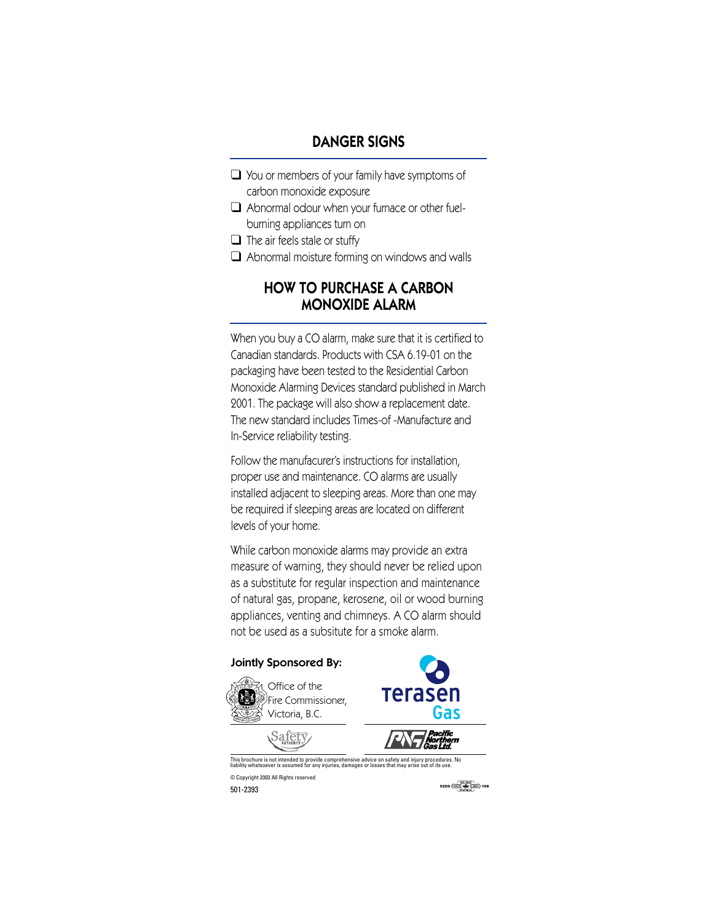## DANGER SIGNS

- ❑ You or members of your family have symptoms of carbon monoxide exposure
- ❑ Abnormal odour when your furnace or other fuel-burning appliances turn on
- ❑ The air feels stale or stuffy
- ❑ Abnormal moisture forming on windows and walls

## HOW TO PURCHASE A CARBON MONOXIDE ALARM

When you buy a CO alarm, make sure that it is certified to Canadian standards. Products with CSA 6.19-01 on the packaging have been tested to the Residential Carbon Monoxide Alarming Devices standard published in March 2001. The package will also show a replacement date. The new standard includes Times-of -Manufacture and In-Service reliability testing.

Follow the manufacurer's instructions for installation, proper use and maintenance. CO alarms are usually installed adjacent to sleeping areas. More than one may be required if sleeping areas are located on different levels of your home.

While carbon monoxide alarms may provide an extra measure of warning, they should never be relied upon as a substitute for regular inspection and maintenance of natural gas, propane, kerosene, oil or wood burning appliances, venting and chimneys. A CO alarm should not be used as a subsitute for a smoke alarm.

**Jointly Sponsored By:**

Office of the Fire Commissioner, Victoria, B.C.

Terasen Gas

Safety Authority

Pacific Northern Gas Ltd.

This brochure is not intended to provide comprehensive advice on safety and injury procedures. No liability whatsoever is assumed for any injuries, damages or losses that may arise out of its use.

© Copyright 2003 All Rights reserved

501-2393